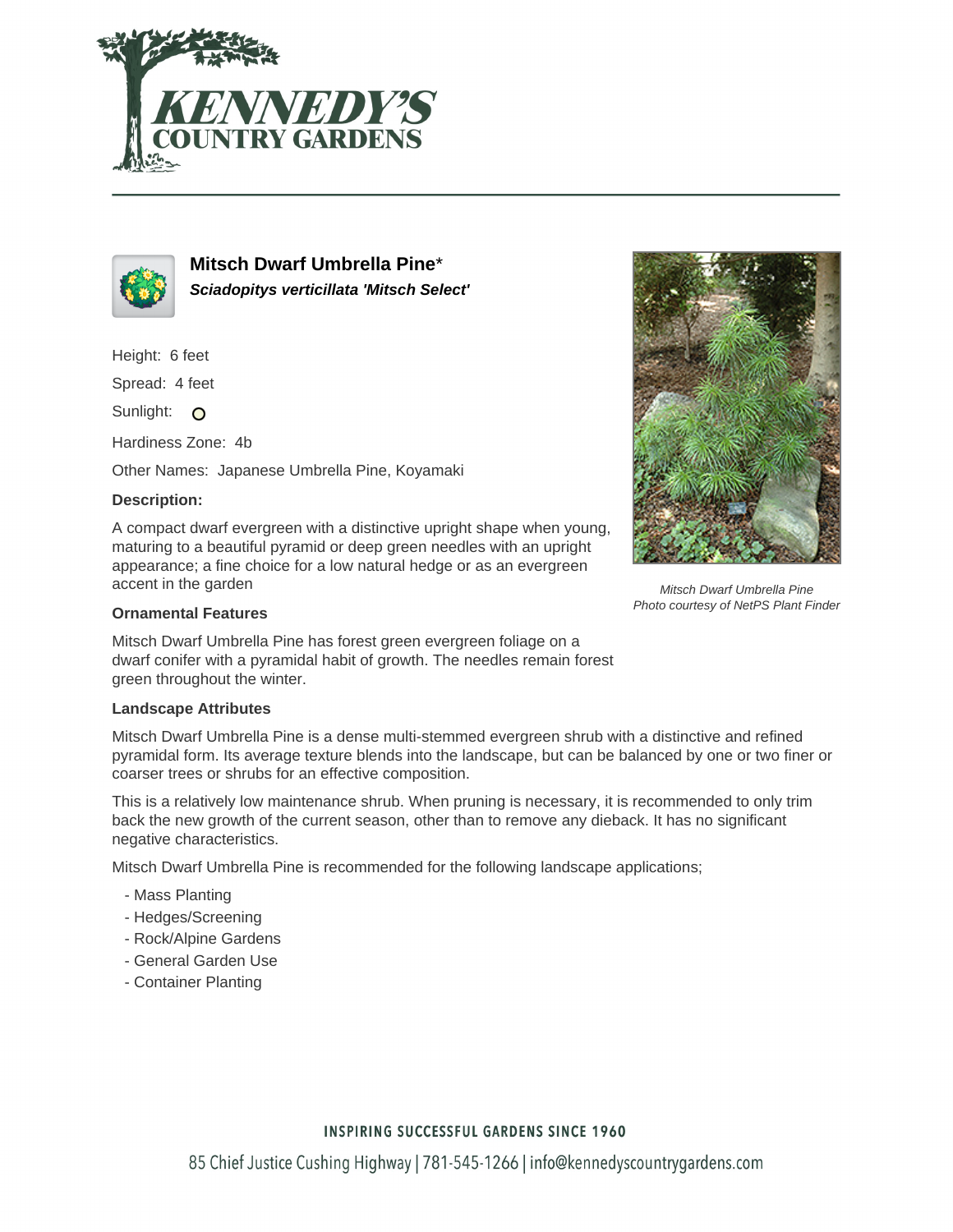# Mitsch Dwarf Umbrella Pine*

***Sciadopitys verticillata 'Mitsch Select'***

Height: 6 feet

Spread: 4 feet

Sunlight:

Hardiness Zone: 4b

Other Names: Japanese Umbrella Pine, Koyamaki

**Description:**

A compact dwarf evergreen with a distinctive upright shape when young, maturing to a beautiful pyramid or deep green needles with an upright appearance; a fine choice for a low natural hedge or as an evergreen accent in the garden

*Mitsch Dwarf Umbrella Pine*
*Photo courtesy of NetPS Plant Finder*

**Ornamental Features**

Mitsch Dwarf Umbrella Pine has forest green evergreen foliage on a dwarf conifer with a pyramidal habit of growth. The needles remain forest green throughout the winter.

**Landscape Attributes**

Mitsch Dwarf Umbrella Pine is a dense multi-stemmed evergreen shrub with a distinctive and refined pyramidal form. Its average texture blends into the landscape, but can be balanced by one or two finer or coarser trees or shrubs for an effective composition.

This is a relatively low maintenance shrub. When pruning is necessary, it is recommended to only trim back the new growth of the current season, other than to remove any dieback. It has no significant negative characteristics.

Mitsch Dwarf Umbrella Pine is recommended for the following landscape applications;

- Mass Planting
- Hedges/Screening
- Rock/Alpine Gardens
- General Garden Use
- Container Planting

INSPIRING SUCCESSFUL GARDENS SINCE 1960

85 Chief Justice Cushing Highway | 781-545-1266 | info@kennedyscountrygardens.com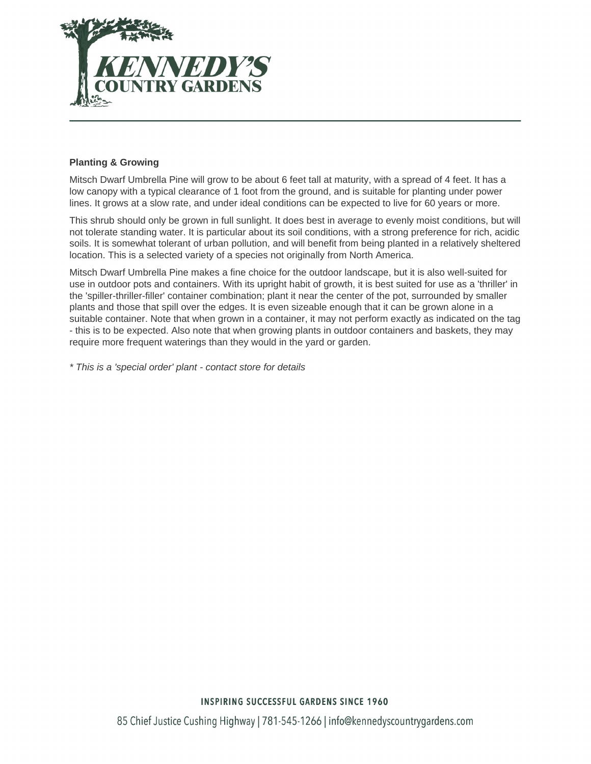**Planting & Growing**

Mitsch Dwarf Umbrella Pine will grow to be about 6 feet tall at maturity, with a spread of 4 feet. It has a low canopy with a typical clearance of 1 foot from the ground, and is suitable for planting under power lines. It grows at a slow rate, and under ideal conditions can be expected to live for 60 years or more.

This shrub should only be grown in full sunlight. It does best in average to evenly moist conditions, but will not tolerate standing water. It is particular about its soil conditions, with a strong preference for rich, acidic soils. It is somewhat tolerant of urban pollution, and will benefit from being planted in a relatively sheltered location. This is a selected variety of a species not originally from North America.

Mitsch Dwarf Umbrella Pine makes a fine choice for the outdoor landscape, but it is also well-suited for use in outdoor pots and containers. With its upright habit of growth, it is best suited for use as a 'thriller' in the 'spiller-thriller-filler' container combination; plant it near the center of the pot, surrounded by smaller plants and those that spill over the edges. It is even sizeable enough that it can be grown alone in a suitable container. Note that when grown in a container, it may not perform exactly as indicated on the tag - this is to be expected. Also note that when growing plants in outdoor containers and baskets, they may require more frequent waterings than they would in the yard or garden.

*\* This is a 'special order' plant - contact store for details*

INSPIRING SUCCESSFUL GARDENS SINCE 1960

85 Chief Justice Cushing Highway | 781-545-1266 | info@kennedyscountrygardens.com